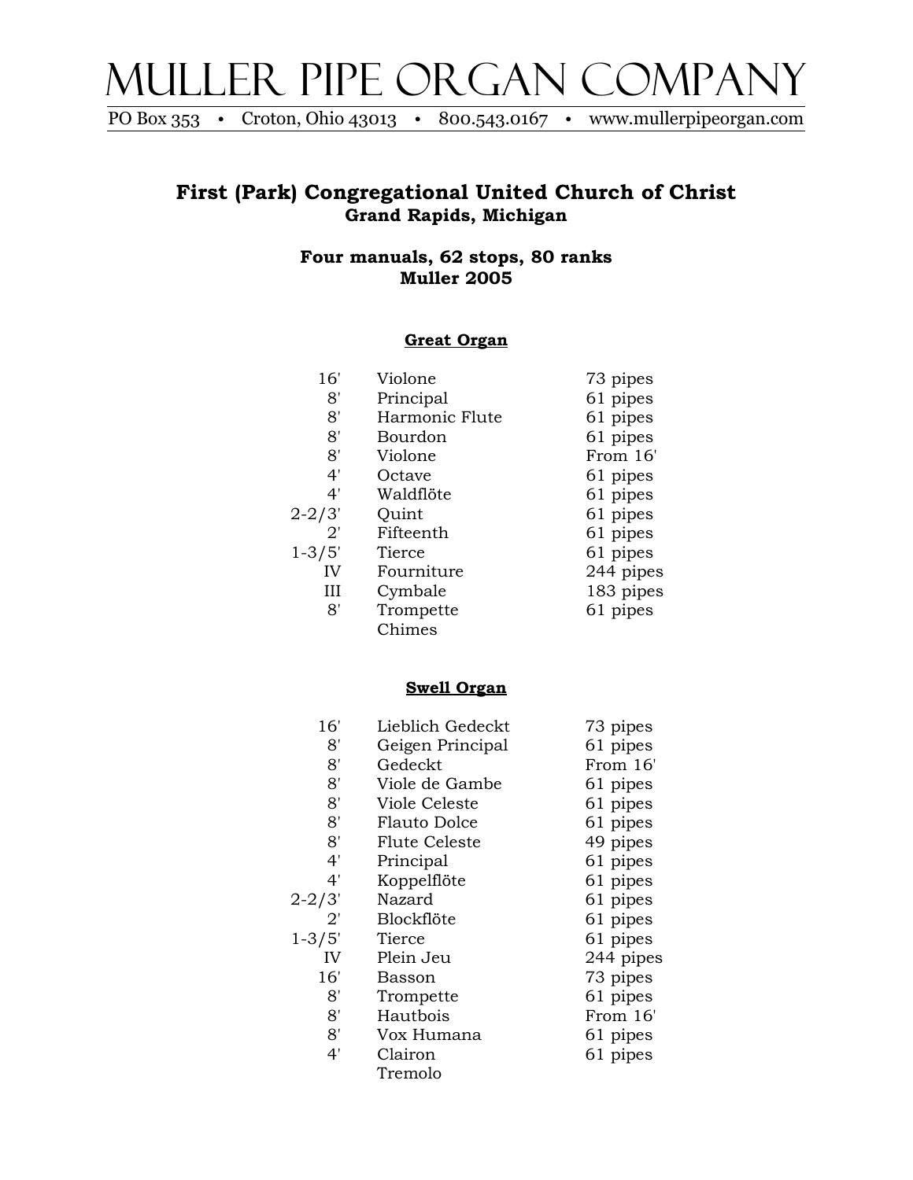# MULLER PIPE ORGAN COMPANY

PO Box 353 • Croton, Ohio 43013 • 800.543.0167 • www.mullerpipeorgan.com

## First (Park) Congregational United Church of Christ
### Grand Rapids, Michigan

### Four manuals, 62 stops, 80 ranks
### Muller 2005

#### Great Organ

| | | |
|---|---|---|
| 16' | Violone | 73 pipes |
| 8' | Principal | 61 pipes |
| 8' | Harmonic Flute | 61 pipes |
| 8' | Bourdon | 61 pipes |
| 8' | Violone | From 16' |
| 4' | Octave | 61 pipes |
| 4' | Waldflöte | 61 pipes |
| 2-2/3' | Quint | 61 pipes |
| 2' | Fifteenth | 61 pipes |
| 1-3/5' | Tierce | 61 pipes |
| IV | Fourniture | 244 pipes |
| III | Cymbale | 183 pipes |
| 8' | Trompette | 61 pipes |
| | Chimes | |

#### Swell Organ

| | | |
|---|---|---|
| 16' | Lieblich Gedeckt | 73 pipes |
| 8' | Geigen Principal | 61 pipes |
| 8' | Gedeckt | From 16' |
| 8' | Viole de Gambe | 61 pipes |
| 8' | Viole Celeste | 61 pipes |
| 8' | Flauto Dolce | 61 pipes |
| 8' | Flute Celeste | 49 pipes |
| 4' | Principal | 61 pipes |
| 4' | Koppelflöte | 61 pipes |
| 2-2/3' | Nazard | 61 pipes |
| 2' | Blockflöte | 61 pipes |
| 1-3/5' | Tierce | 61 pipes |
| IV | Plein Jeu | 244 pipes |
| 16' | Basson | 73 pipes |
| 8' | Trompette | 61 pipes |
| 8' | Hautbois | From 16' |
| 8' | Vox Humana | 61 pipes |
| 4' | Clairon | 61 pipes |
| | Tremolo | |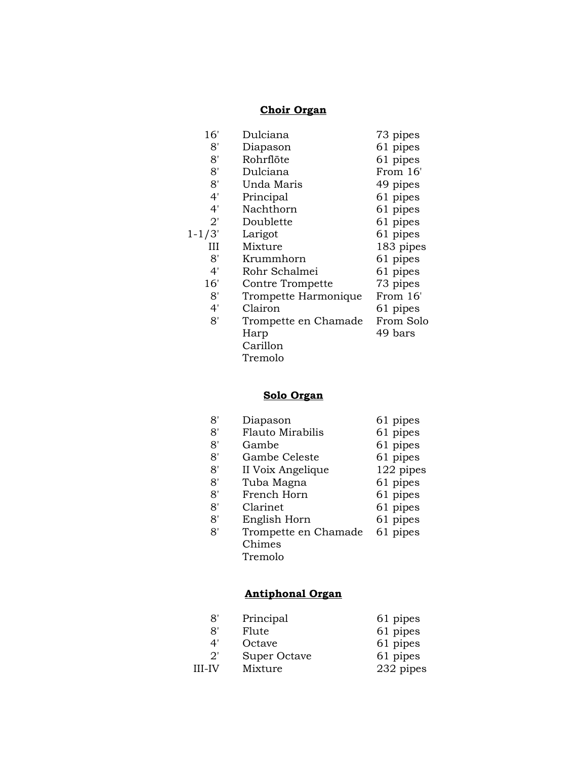## Choir Organ

| | | |
|---|---|---|
| 16' | Dulciana | 73 pipes |
| 8' | Diapason | 61 pipes |
| 8' | Rohrflöte | 61 pipes |
| 8' | Dulciana | From 16' |
| 8' | Unda Maris | 49 pipes |
| 4' | Principal | 61 pipes |
| 4' | Nachthorn | 61 pipes |
| 2' | Doublette | 61 pipes |
| 1-1/3' | Larigot | 61 pipes |
| III | Mixture | 183 pipes |
| 8' | Krummhorn | 61 pipes |
| 4' | Rohr Schalmei | 61 pipes |
| 16' | Contre Trompette | 73 pipes |
| 8' | Trompette Harmonique | From 16' |
| 4' | Clairon | 61 pipes |
| 8' | Trompette en Chamade | From Solo |
| | Harp | 49 bars |
| | Carillon | |
| | Tremolo | |

## Solo Organ

| | | |
|---|---|---|
| 8' | Diapason | 61 pipes |
| 8' | Flauto Mirabilis | 61 pipes |
| 8' | Gambe | 61 pipes |
| 8' | Gambe Celeste | 61 pipes |
| 8' | II Voix Angelique | 122 pipes |
| 8' | Tuba Magna | 61 pipes |
| 8' | French Horn | 61 pipes |
| 8' | Clarinet | 61 pipes |
| 8' | English Horn | 61 pipes |
| 8' | Trompette en Chamade | 61 pipes |
| | Chimes | |
| | Tremolo | |

## Antiphonal Organ

| | | |
|---|---|---|
| 8' | Principal | 61 pipes |
| 8' | Flute | 61 pipes |
| 4' | Octave | 61 pipes |
| 2' | Super Octave | 61 pipes |
| III-IV | Mixture | 232 pipes |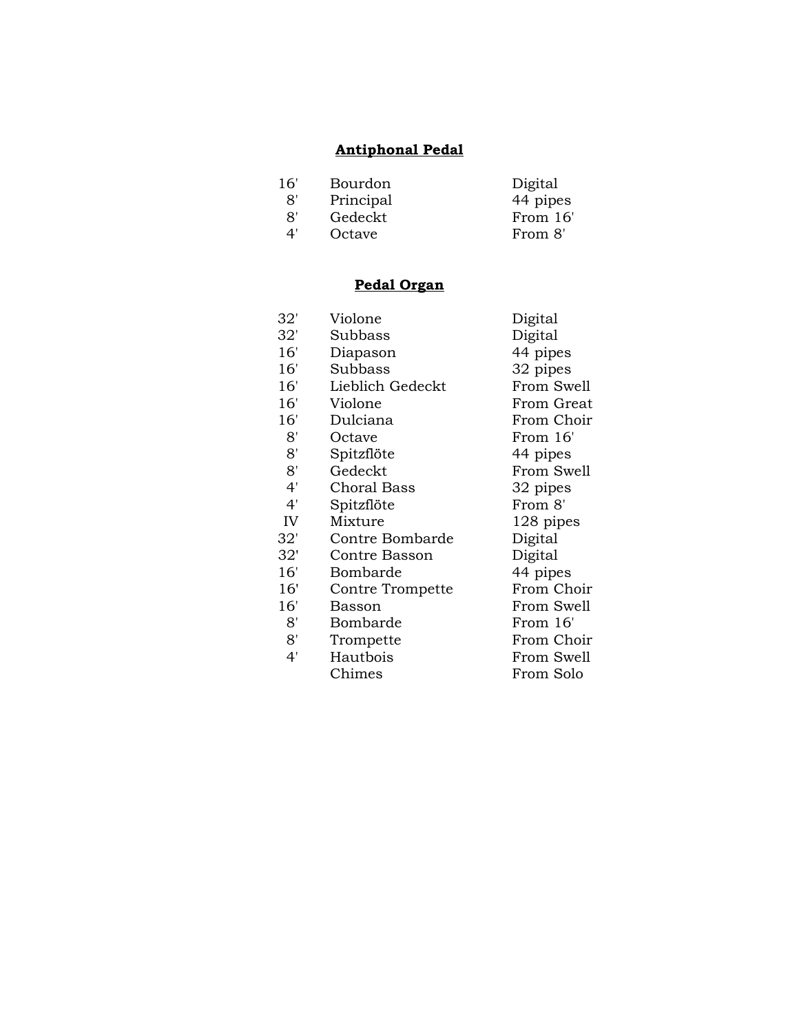**Antiphonal Pedal**

| | | |
|---|---|---|
| 16' | Bourdon | Digital |
| 8' | Principal | 44 pipes |
| 8' | Gedeckt | From 16' |
| 4' | Octave | From 8' |

**Pedal Organ**

| | | |
|---|---|---|
| 32' | Violone | Digital |
| 32' | Subbass | Digital |
| 16' | Diapason | 44 pipes |
| 16' | Subbass | 32 pipes |
| 16' | Lieblich Gedeckt | From Swell |
| 16' | Violone | From Great |
| 16' | Dulciana | From Choir |
| 8' | Octave | From 16' |
| 8' | Spitzflöte | 44 pipes |
| 8' | Gedeckt | From Swell |
| 4' | Choral Bass | 32 pipes |
| 4' | Spitzflöte | From 8' |
| IV | Mixture | 128 pipes |
| 32' | Contre Bombarde | Digital |
| 32' | Contre Basson | Digital |
| 16' | Bombarde | 44 pipes |
| 16' | Contre Trompette | From Choir |
| 16' | Basson | From Swell |
| 8' | Bombarde | From 16' |
| 8' | Trompette | From Choir |
| 4' | Hautbois | From Swell |
| | Chimes | From Solo |